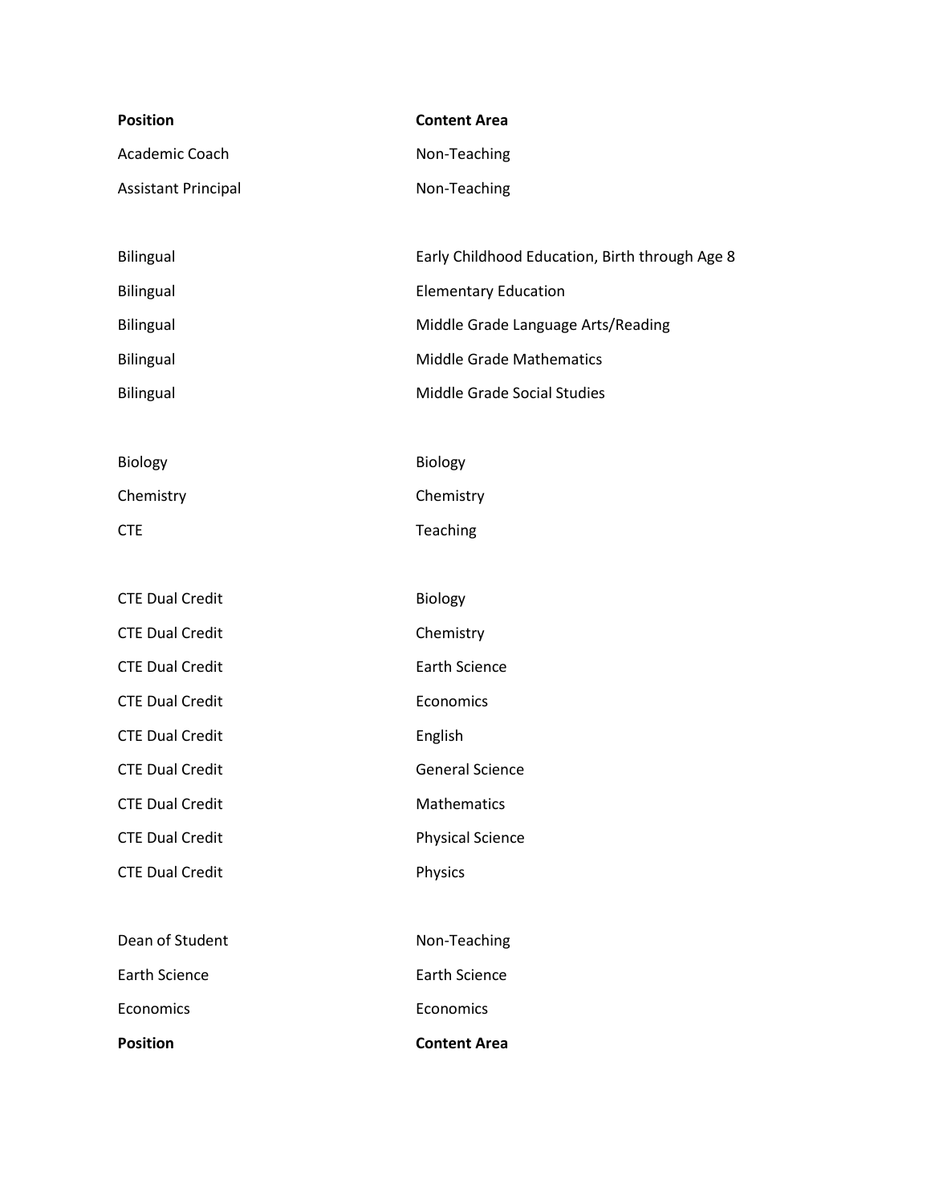| Position | Content Area |
|---|---|
| Academic Coach | Non-Teaching |
| Assistant Principal | Non-Teaching |
| | |
| Bilingual | Early Childhood Education, Birth through Age 8 |
| Bilingual | Elementary Education |
| Bilingual | Middle Grade Language Arts/Reading |
| Bilingual | Middle Grade Mathematics |
| Bilingual | Middle Grade Social Studies |
| | |
| Biology | Biology |
| Chemistry | Chemistry |
| CTE | Teaching |
| | |
| CTE Dual Credit | Biology |
| CTE Dual Credit | Chemistry |
| CTE Dual Credit | Earth Science |
| CTE Dual Credit | Economics |
| CTE Dual Credit | English |
| CTE Dual Credit | General Science |
| CTE Dual Credit | Mathematics |
| CTE Dual Credit | Physical Science |
| CTE Dual Credit | Physics |
| | |
| Dean of Student | Non-Teaching |
| Earth Science | Earth Science |
| Economics | Economics |
| **Position** | **Content Area** |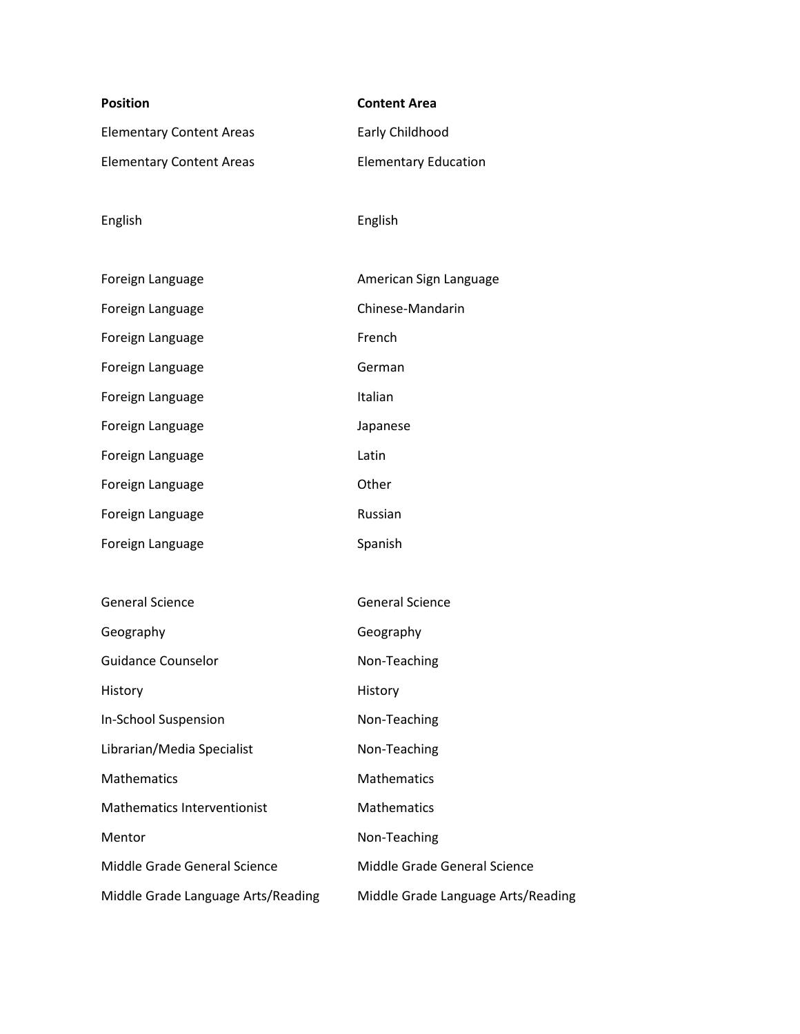| Position | Content Area |
|---|---|
| Elementary Content Areas | Early Childhood |
| Elementary Content Areas | Elementary Education |
| English | English |
| Foreign Language | American Sign Language |
| Foreign Language | Chinese-Mandarin |
| Foreign Language | French |
| Foreign Language | German |
| Foreign Language | Italian |
| Foreign Language | Japanese |
| Foreign Language | Latin |
| Foreign Language | Other |
| Foreign Language | Russian |
| Foreign Language | Spanish |
| General Science | General Science |
| Geography | Geography |
| Guidance Counselor | Non-Teaching |
| History | History |
| In-School Suspension | Non-Teaching |
| Librarian/Media Specialist | Non-Teaching |
| Mathematics | Mathematics |
| Mathematics Interventionist | Mathematics |
| Mentor | Non-Teaching |
| Middle Grade General Science | Middle Grade General Science |
| Middle Grade Language Arts/Reading | Middle Grade Language Arts/Reading |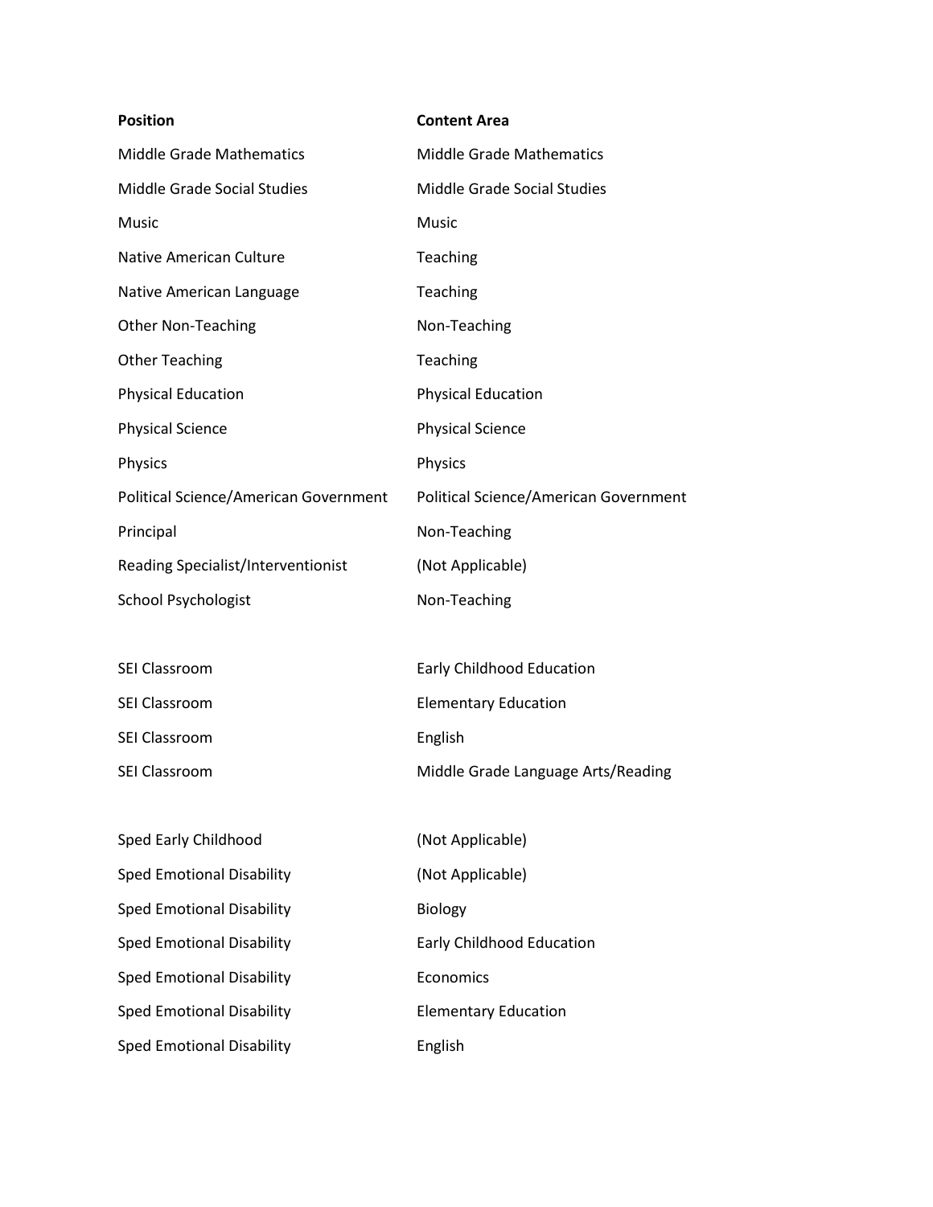| Position | Content Area |
|---|---|
| Middle Grade Mathematics | Middle Grade Mathematics |
| Middle Grade Social Studies | Middle Grade Social Studies |
| Music | Music |
| Native American Culture | Teaching |
| Native American Language | Teaching |
| Other Non-Teaching | Non-Teaching |
| Other Teaching | Teaching |
| Physical Education | Physical Education |
| Physical Science | Physical Science |
| Physics | Physics |
| Political Science/American Government | Political Science/American Government |
| Principal | Non-Teaching |
| Reading Specialist/Interventionist | (Not Applicable) |
| School Psychologist | Non-Teaching |
| | |
| SEI Classroom | Early Childhood Education |
| SEI Classroom | Elementary Education |
| SEI Classroom | English |
| SEI Classroom | Middle Grade Language Arts/Reading |
| | |
| Sped Early Childhood | (Not Applicable) |
| Sped Emotional Disability | (Not Applicable) |
| Sped Emotional Disability | Biology |
| Sped Emotional Disability | Early Childhood Education |
| Sped Emotional Disability | Economics |
| Sped Emotional Disability | Elementary Education |
| Sped Emotional Disability | English |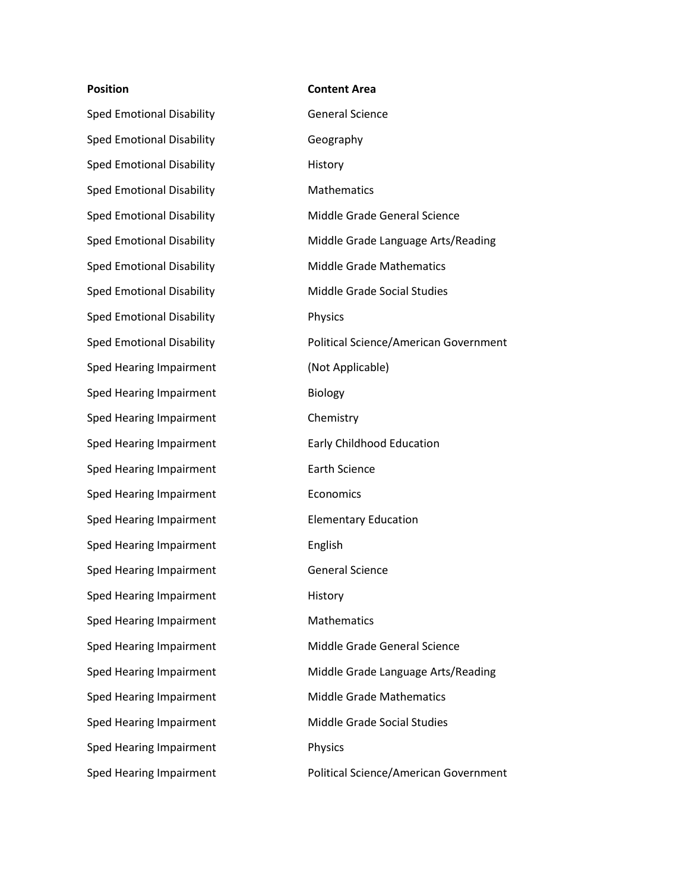| Position | Content Area |
| --- | --- |
| Sped Emotional Disability | General Science |
| Sped Emotional Disability | Geography |
| Sped Emotional Disability | History |
| Sped Emotional Disability | Mathematics |
| Sped Emotional Disability | Middle Grade General Science |
| Sped Emotional Disability | Middle Grade Language Arts/Reading |
| Sped Emotional Disability | Middle Grade Mathematics |
| Sped Emotional Disability | Middle Grade Social Studies |
| Sped Emotional Disability | Physics |
| Sped Emotional Disability | Political Science/American Government |
| Sped Hearing Impairment | (Not Applicable) |
| Sped Hearing Impairment | Biology |
| Sped Hearing Impairment | Chemistry |
| Sped Hearing Impairment | Early Childhood Education |
| Sped Hearing Impairment | Earth Science |
| Sped Hearing Impairment | Economics |
| Sped Hearing Impairment | Elementary Education |
| Sped Hearing Impairment | English |
| Sped Hearing Impairment | General Science |
| Sped Hearing Impairment | History |
| Sped Hearing Impairment | Mathematics |
| Sped Hearing Impairment | Middle Grade General Science |
| Sped Hearing Impairment | Middle Grade Language Arts/Reading |
| Sped Hearing Impairment | Middle Grade Mathematics |
| Sped Hearing Impairment | Middle Grade Social Studies |
| Sped Hearing Impairment | Physics |
| Sped Hearing Impairment | Political Science/American Government |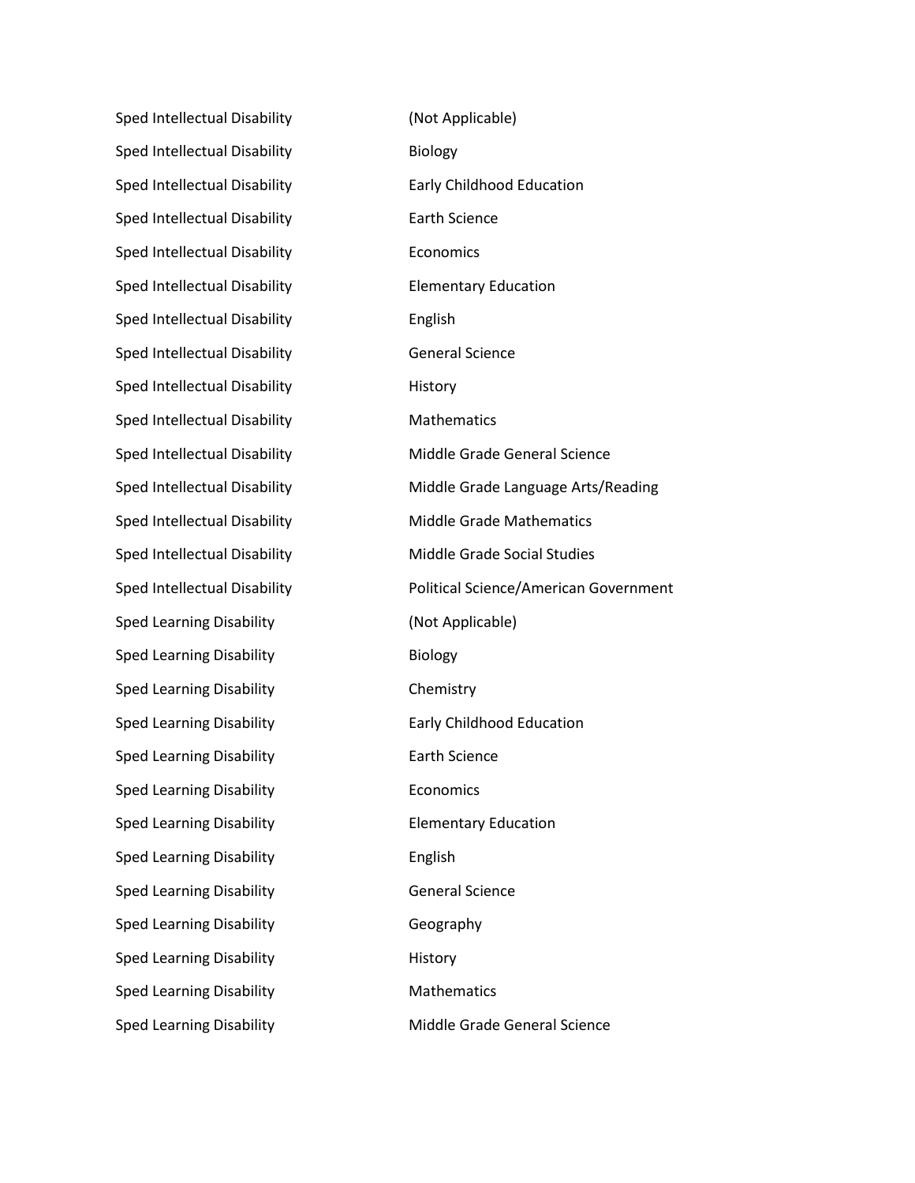| | |
|---|---|
| Sped Intellectual Disability | (Not Applicable) |
| Sped Intellectual Disability | Biology |
| Sped Intellectual Disability | Early Childhood Education |
| Sped Intellectual Disability | Earth Science |
| Sped Intellectual Disability | Economics |
| Sped Intellectual Disability | Elementary Education |
| Sped Intellectual Disability | English |
| Sped Intellectual Disability | General Science |
| Sped Intellectual Disability | History |
| Sped Intellectual Disability | Mathematics |
| Sped Intellectual Disability | Middle Grade General Science |
| Sped Intellectual Disability | Middle Grade Language Arts/Reading |
| Sped Intellectual Disability | Middle Grade Mathematics |
| Sped Intellectual Disability | Middle Grade Social Studies |
| Sped Intellectual Disability | Political Science/American Government |
| Sped Learning Disability | (Not Applicable) |
| Sped Learning Disability | Biology |
| Sped Learning Disability | Chemistry |
| Sped Learning Disability | Early Childhood Education |
| Sped Learning Disability | Earth Science |
| Sped Learning Disability | Economics |
| Sped Learning Disability | Elementary Education |
| Sped Learning Disability | English |
| Sped Learning Disability | General Science |
| Sped Learning Disability | Geography |
| Sped Learning Disability | History |
| Sped Learning Disability | Mathematics |
| Sped Learning Disability | Middle Grade General Science |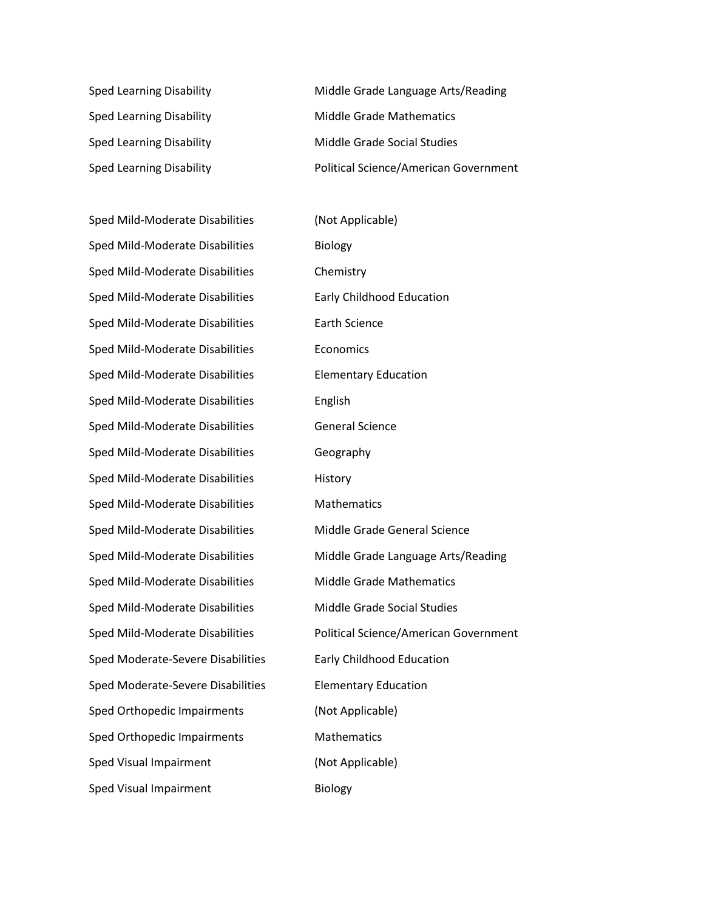| | |
|---|---|
| Sped Learning Disability | Middle Grade Language Arts/Reading |
| Sped Learning Disability | Middle Grade Mathematics |
| Sped Learning Disability | Middle Grade Social Studies |
| Sped Learning Disability | Political Science/American Government |

| | |
|---|---|
| Sped Mild-Moderate Disabilities | (Not Applicable) |
| Sped Mild-Moderate Disabilities | Biology |
| Sped Mild-Moderate Disabilities | Chemistry |
| Sped Mild-Moderate Disabilities | Early Childhood Education |
| Sped Mild-Moderate Disabilities | Earth Science |
| Sped Mild-Moderate Disabilities | Economics |
| Sped Mild-Moderate Disabilities | Elementary Education |
| Sped Mild-Moderate Disabilities | English |
| Sped Mild-Moderate Disabilities | General Science |
| Sped Mild-Moderate Disabilities | Geography |
| Sped Mild-Moderate Disabilities | History |
| Sped Mild-Moderate Disabilities | Mathematics |
| Sped Mild-Moderate Disabilities | Middle Grade General Science |
| Sped Mild-Moderate Disabilities | Middle Grade Language Arts/Reading |
| Sped Mild-Moderate Disabilities | Middle Grade Mathematics |
| Sped Mild-Moderate Disabilities | Middle Grade Social Studies |
| Sped Mild-Moderate Disabilities | Political Science/American Government |
| Sped Moderate-Severe Disabilities | Early Childhood Education |
| Sped Moderate-Severe Disabilities | Elementary Education |
| Sped Orthopedic Impairments | (Not Applicable) |
| Sped Orthopedic Impairments | Mathematics |
| Sped Visual Impairment | (Not Applicable) |
| Sped Visual Impairment | Biology |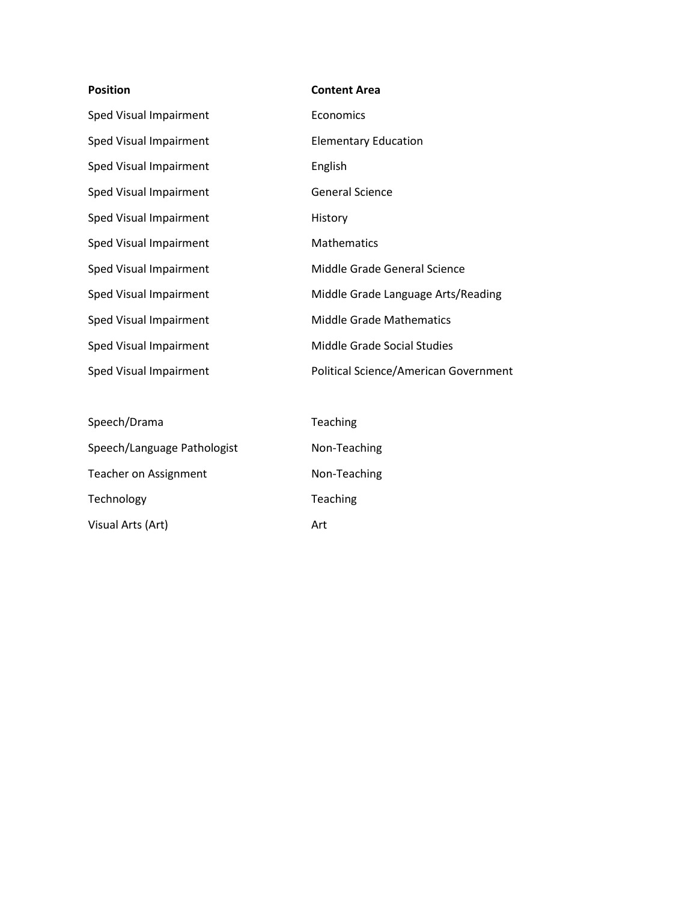| Position | Content Area |
|---|---|
| Sped Visual Impairment | Economics |
| Sped Visual Impairment | Elementary Education |
| Sped Visual Impairment | English |
| Sped Visual Impairment | General Science |
| Sped Visual Impairment | History |
| Sped Visual Impairment | Mathematics |
| Sped Visual Impairment | Middle Grade General Science |
| Sped Visual Impairment | Middle Grade Language Arts/Reading |
| Sped Visual Impairment | Middle Grade Mathematics |
| Sped Visual Impairment | Middle Grade Social Studies |
| Sped Visual Impairment | Political Science/American Government |
| | |
| Speech/Drama | Teaching |
| Speech/Language Pathologist | Non-Teaching |
| Teacher on Assignment | Non-Teaching |
| Technology | Teaching |
| Visual Arts (Art) | Art |